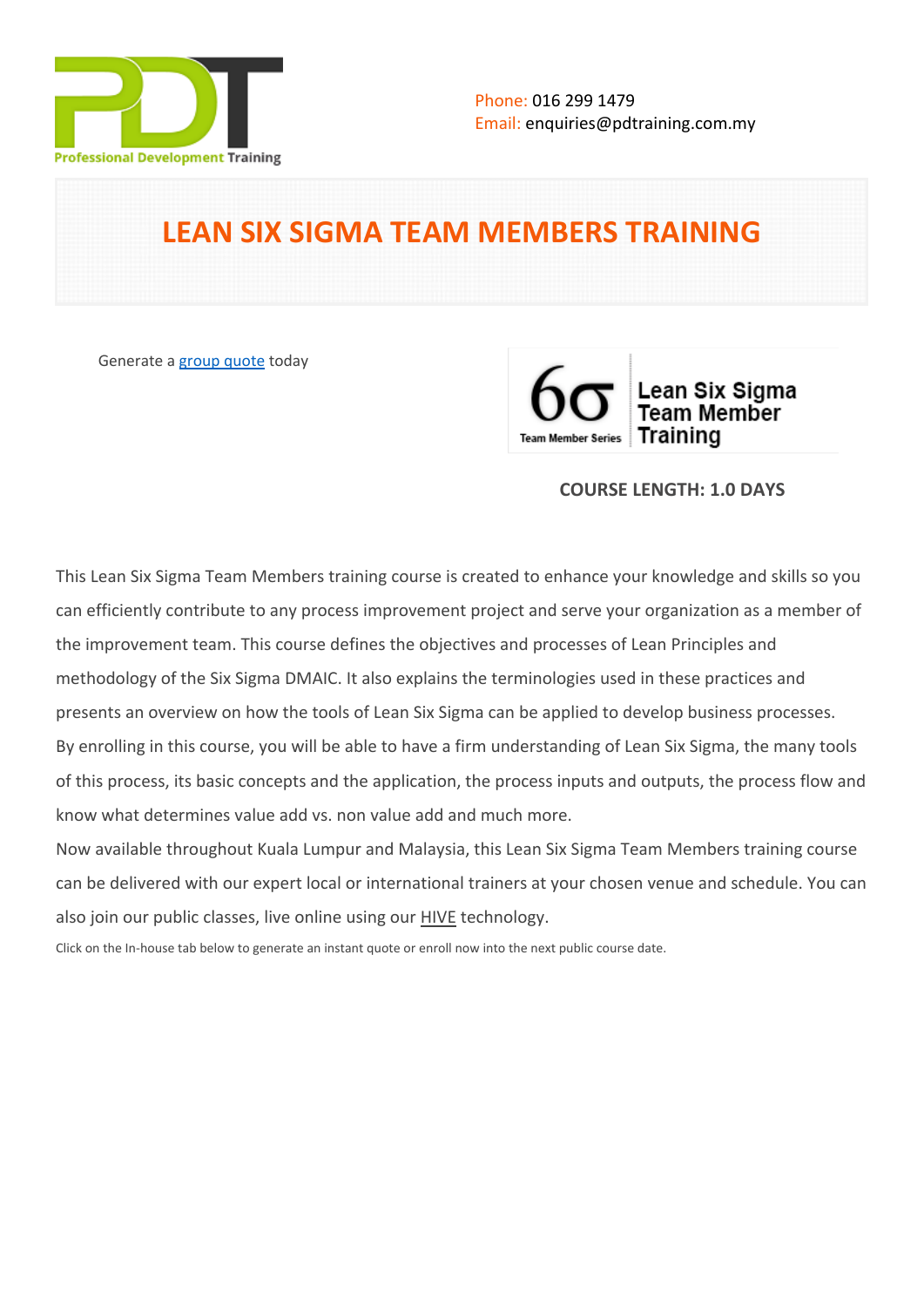Phone: 016 299 1479
Email: enquiries@pdtraining.com.my

# LEAN SIX SIGMA TEAM MEMBERS TRAINING

Generate a group quote today

**COURSE LENGTH: 1.0 DAYS**

This Lean Six Sigma Team Members training course is created to enhance your knowledge and skills so you can efficiently contribute to any process improvement project and serve your organization as a member of the improvement team. This course defines the objectives and processes of Lean Principles and methodology of the Six Sigma DMAIC. It also explains the terminologies used in these practices and presents an overview on how the tools of Lean Six Sigma can be applied to develop business processes.

By enrolling in this course, you will be able to have a firm understanding of Lean Six Sigma, the many tools of this process, its basic concepts and the application, the process inputs and outputs, the process flow and know what determines value add vs. non value add and much more.

Now available throughout Kuala Lumpur and Malaysia, this Lean Six Sigma Team Members training course can be delivered with our expert local or international trainers at your chosen venue and schedule. You can also join our public classes, live online using our HIVE technology.

Click on the In-house tab below to generate an instant quote or enroll now into the next public course date.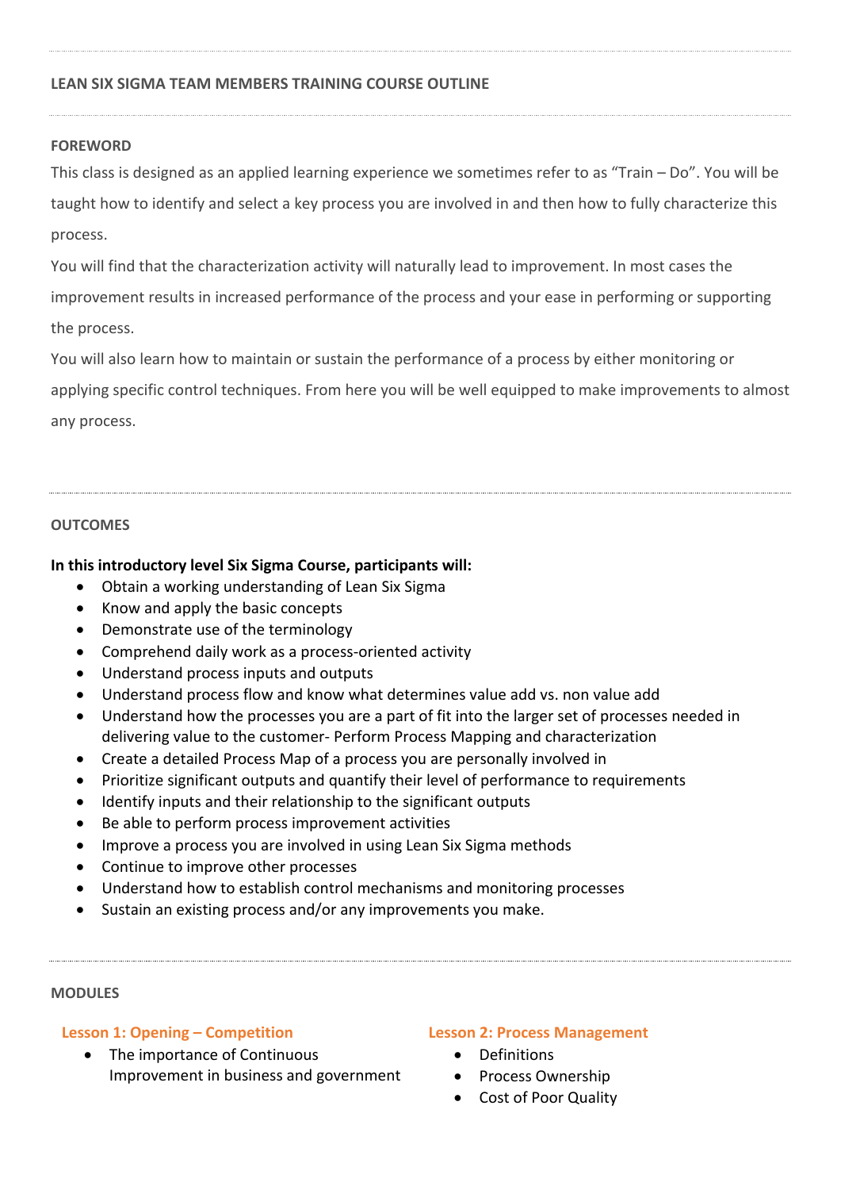## LEAN SIX SIGMA TEAM MEMBERS TRAINING COURSE OUTLINE

### FOREWORD

This class is designed as an applied learning experience we sometimes refer to as "Train – Do". You will be taught how to identify and select a key process you are involved in and then how to fully characterize this process.

You will find that the characterization activity will naturally lead to improvement. In most cases the improvement results in increased performance of the process and your ease in performing or supporting the process.

You will also learn how to maintain or sustain the performance of a process by either monitoring or applying specific control techniques. From here you will be well equipped to make improvements to almost any process.

### OUTCOMES

**In this introductory level Six Sigma Course, participants will:**

- Obtain a working understanding of Lean Six Sigma
- Know and apply the basic concepts
- Demonstrate use of the terminology
- Comprehend daily work as a process-oriented activity
- Understand process inputs and outputs
- Understand process flow and know what determines value add vs. non value add
- Understand how the processes you are a part of fit into the larger set of processes needed in delivering value to the customer- Perform Process Mapping and characterization
- Create a detailed Process Map of a process you are personally involved in
- Prioritize significant outputs and quantify their level of performance to requirements
- Identify inputs and their relationship to the significant outputs
- Be able to perform process improvement activities
- Improve a process you are involved in using Lean Six Sigma methods
- Continue to improve other processes
- Understand how to establish control mechanisms and monitoring processes
- Sustain an existing process and/or any improvements you make.

### MODULES

#### Lesson 1: Opening – Competition

- The importance of Continuous Improvement in business and government

#### Lesson 2: Process Management

- Definitions
- Process Ownership
- Cost of Poor Quality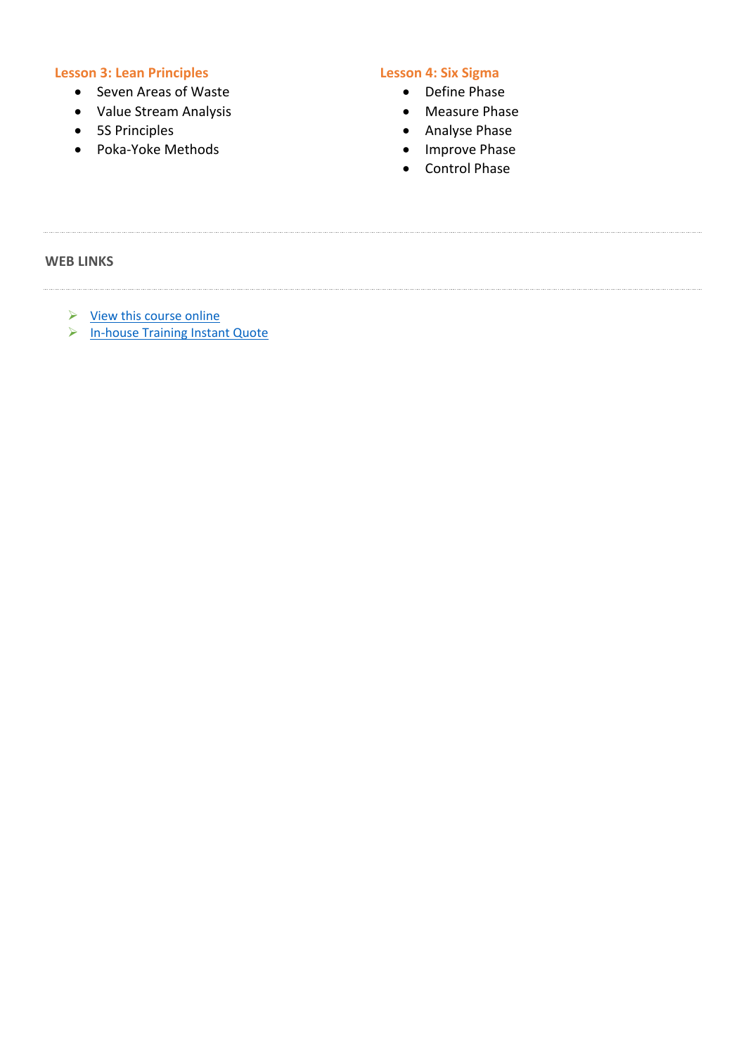### Lesson 3: Lean Principles

- Seven Areas of Waste
- Value Stream Analysis
- 5S Principles
- Poka-Yoke Methods

### Lesson 4: Six Sigma

- Define Phase
- Measure Phase
- Analyse Phase
- Improve Phase
- Control Phase

---

**WEB LINKS**

---

- View this course online
- In-house Training Instant Quote